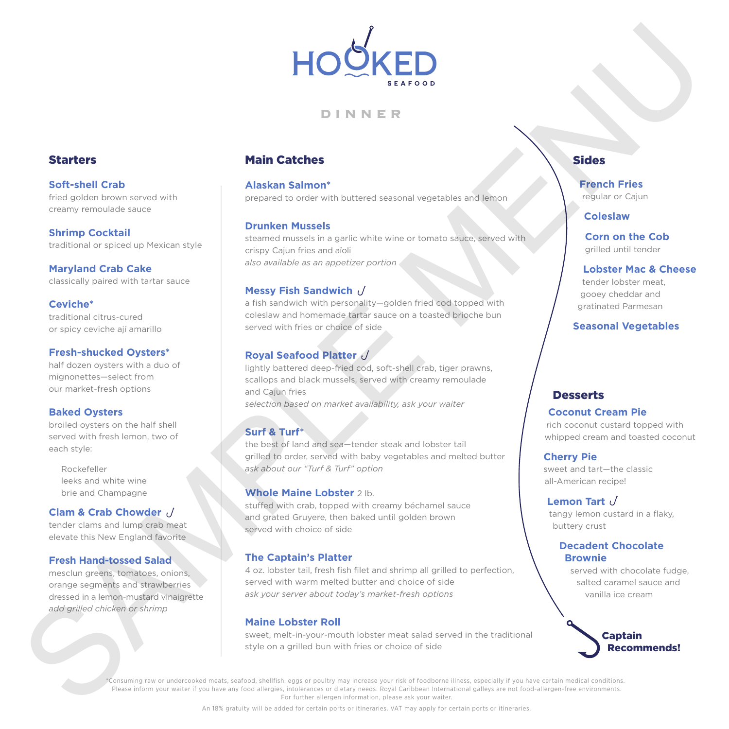# HOOKED SEAFOOD

## DINNER

### Starters

**Soft-shell Crab**
fried golden brown served with creamy remoulade sauce

**Shrimp Cocktail**
traditional or spiced up Mexican style

**Maryland Crab Cake**
classically paired with tartar sauce

**Ceviche***
traditional citrus-cured
or spicy ceviche ají amarillo

**Fresh-shucked Oysters***
half dozen oysters with a duo of mignonettes—select from our market-fresh options

**Baked Oysters**
broiled oysters on the half shell served with fresh lemon, two of each style:

Rockefeller
leeks and white wine
brie and Champagne

**Clam & Crab Chowder** (Captain Recommends!)
tender clams and lump crab meat elevate this New England favorite

**Fresh Hand-tossed Salad**
mesclun greens, tomatoes, onions, orange segments and strawberries dressed in a lemon-mustard vinaigrette
*add grilled chicken or shrimp*

### Main Catches

**Alaskan Salmon***
prepared to order with buttered seasonal vegetables and lemon

**Drunken Mussels**
steamed mussels in a garlic white wine or tomato sauce, served with crispy Cajun fries and aïoli
*also available as an appetizer portion*

**Messy Fish Sandwich** (Captain Recommends!)
a fish sandwich with personality—golden fried cod topped with coleslaw and homemade tartar sauce on a toasted brioche bun served with fries or choice of side

**Royal Seafood Platter** (Captain Recommends!)
lightly battered deep-fried cod, soft-shell crab, tiger prawns, scallops and black mussels, served with creamy remoulade and Cajun fries
*selection based on market availability, ask your waiter*

**Surf & Turf***
the best of land and sea—tender steak and lobster tail grilled to order, served with baby vegetables and melted butter
*ask about our "Turf & Turf" option*

**Whole Maine Lobster** 2 lb.
stuffed with crab, topped with creamy béchamel sauce and grated Gruyere, then baked until golden brown served with choice of side

**The Captain's Platter**
4 oz. lobster tail, fresh fish filet and shrimp all grilled to perfection, served with warm melted butter and choice of side
*ask your server about today's market-fresh options*

**Maine Lobster Roll**
sweet, melt-in-your-mouth lobster meat salad served in the traditional style on a grilled bun with fries or choice of side

### Sides

**French Fries**
regular or Cajun

**Coleslaw**

**Corn on the Cob**
grilled until tender

**Lobster Mac & Cheese**
tender lobster meat, gooey cheddar and gratinated Parmesan

**Seasonal Vegetables**

### Desserts

**Coconut Cream Pie**
rich coconut custard topped with whipped cream and toasted coconut

**Cherry Pie**
sweet and tart—the classic all-American recipe!

**Lemon Tart** (Captain Recommends!)
tangy lemon custard in a flaky, buttery crust

**Decadent Chocolate Brownie**
served with chocolate fudge, salted caramel sauce and vanilla ice cream

Captain Recommends!

*Consuming raw or undercooked meats, seafood, shellfish, eggs or poultry may increase your risk of foodborne illness, especially if you have certain medical conditions. Please inform your waiter if you have any food allergies, intolerances or dietary needs. Royal Caribbean International galleys are not food-allergen-free environments. For further allergen information, please ask your waiter.

An 18% gratuity will be added for certain ports or itineraries. VAT may apply for certain ports or itineraries.

SAMPLE MENU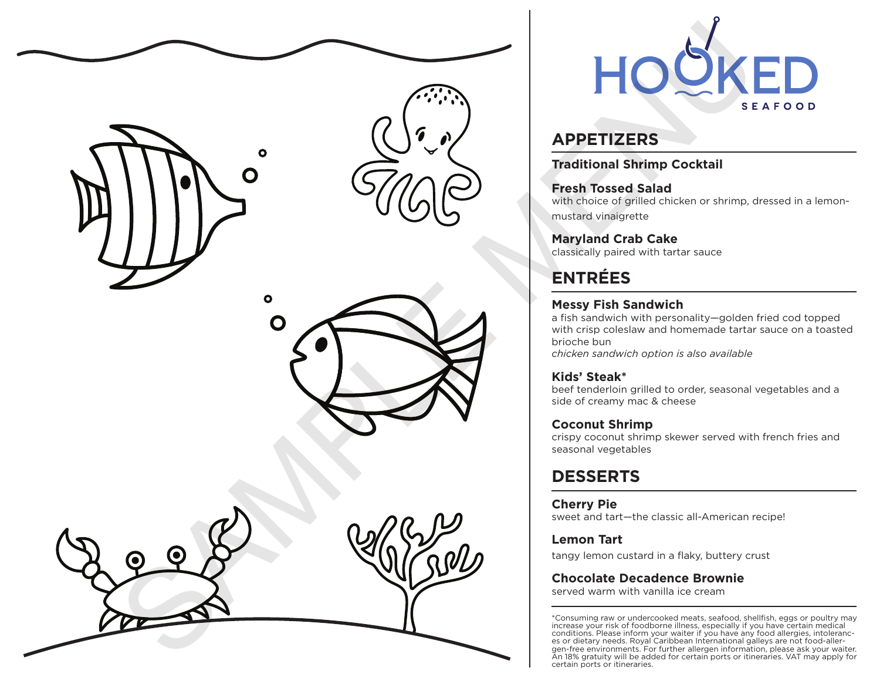# HOOKED SEAFOOD

## APPETIZERS

**Traditional Shrimp Cocktail**

**Fresh Tossed Salad**
with choice of grilled chicken or shrimp, dressed in a lemon-mustard vinaigrette

**Maryland Crab Cake**
classically paired with tartar sauce

## ENTRÉES

**Messy Fish Sandwich**
a fish sandwich with personality—golden fried cod topped with crisp coleslaw and homemade tartar sauce on a toasted brioche bun
*chicken sandwich option is also available*

**Kids' Steak***
beef tenderloin grilled to order, seasonal vegetables and a side of creamy mac & cheese

**Coconut Shrimp**
crispy coconut shrimp skewer served with french fries and seasonal vegetables

## DESSERTS

**Cherry Pie**
sweet and tart—the classic all-American recipe!

**Lemon Tart**
tangy lemon custard in a flaky, buttery crust

**Chocolate Decadence Brownie**
served warm with vanilla ice cream

*Consuming raw or undercooked meats, seafood, shellfish, eggs or poultry may increase your risk of foodborne illness, especially if you have certain medical conditions. Please inform your waiter if you have any food allergies, intolerances or dietary needs. Royal Caribbean International galleys are not food-allergen-free environments. For further allergen information, please ask your waiter. An 18% gratuity will be added for certain ports or itineraries. VAT may apply for certain ports or itineraries.

SAMPLE MENU